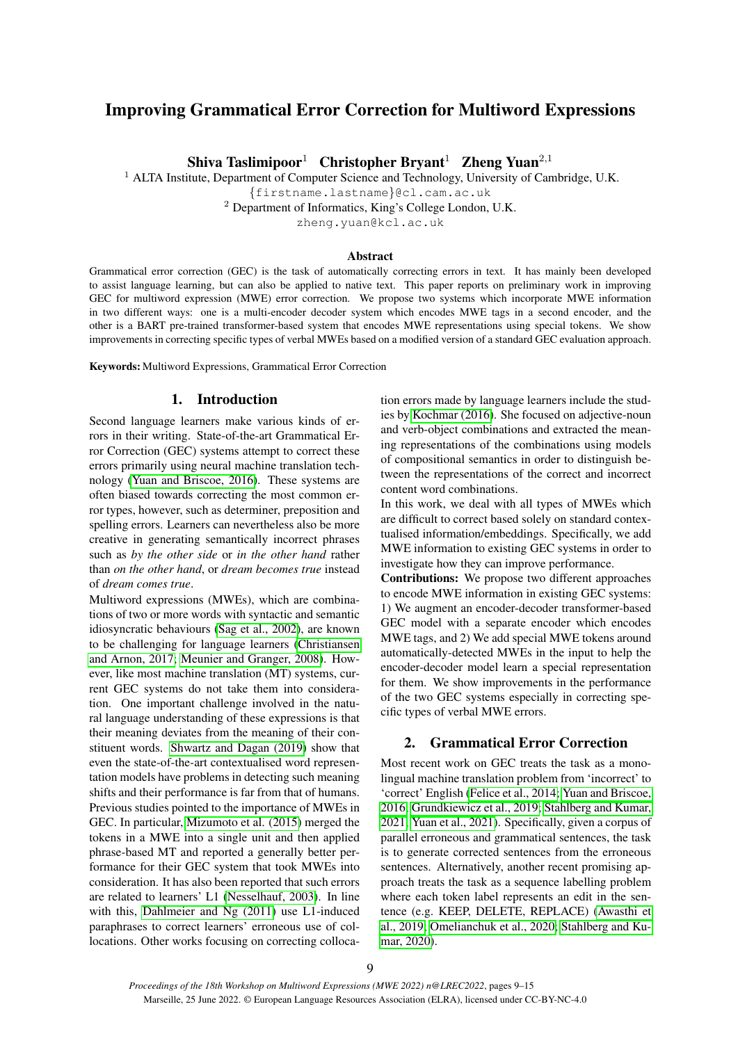# Improving Grammatical Error Correction for Multiword Expressions

**Shiva Taslimipoor**[1] **Christopher Bryant**[1] **Zheng Yuan**[2,1]

[1] ALTA Institute, Department of Computer Science and Technology, University of Cambridge, U.K.
{firstname.lastname}@cl.cam.ac.uk
[2] Department of Informatics, King's College London, U.K.
zheng.yuan@kcl.ac.uk

### Abstract

Grammatical error correction (GEC) is the task of automatically correcting errors in text. It has mainly been developed to assist language learning, but can also be applied to native text. This paper reports on preliminary work in improving GEC for multiword expression (MWE) error correction. We propose two systems which incorporate MWE information in two different ways: one is a multi-encoder decoder system which encodes MWE tags in a second encoder, and the other is a BART pre-trained transformer-based system that encodes MWE representations using special tokens. We show improvements in correcting specific types of verbal MWEs based on a modified version of a standard GEC evaluation approach.

**Keywords:** Multiword Expressions, Grammatical Error Correction

## 1. Introduction

Second language learners make various kinds of errors in their writing. State-of-the-art Grammatical Error Correction (GEC) systems attempt to correct these errors primarily using neural machine translation technology (Yuan and Briscoe, 2016). These systems are often biased towards correcting the most common error types, however, such as determiner, preposition and spelling errors. Learners can nevertheless also be more creative in generating semantically incorrect phrases such as *by the other side* or *in the other hand* rather than *on the other hand*, or *dream becomes true* instead of *dream comes true*.

Multiword expressions (MWEs), which are combinations of two or more words with syntactic and semantic idiosyncratic behaviours (Sag et al., 2002), are known to be challenging for language learners (Christiansen and Arnon, 2017; Meunier and Granger, 2008). However, like most machine translation (MT) systems, current GEC systems do not take them into consideration. One important challenge involved in the natural language understanding of these expressions is that their meaning deviates from the meaning of their constituent words. Shwartz and Dagan (2019) show that even the state-of-the-art contextualised word representation models have problems in detecting such meaning shifts and their performance is far from that of humans. Previous studies pointed to the importance of MWEs in GEC. In particular, Mizumoto et al. (2015) merged the tokens in a MWE into a single unit and then applied phrase-based MT and reported a generally better performance for their GEC system that took MWEs into consideration. It has also been reported that such errors are related to learners' L1 (Nesselhauf, 2003). In line with this, Dahlmeier and Ng (2011) use L1-induced paraphrases to correct learners' erroneous use of collocations. Other works focusing on correcting collocation errors made by language learners include the studies by Kochmar (2016). She focused on adjective-noun and verb-object combinations and extracted the meaning representations of the combinations using models of compositional semantics in order to distinguish between the representations of the correct and incorrect content word combinations.

In this work, we deal with all types of MWEs which are difficult to correct based solely on standard contextualised information/embeddings. Specifically, we add MWE information to existing GEC systems in order to investigate how they can improve performance.

**Contributions:** We propose two different approaches to encode MWE information in existing GEC systems: 1) We augment an encoder-decoder transformer-based GEC model with a separate encoder which encodes MWE tags, and 2) We add special MWE tokens around automatically-detected MWEs in the input to help the encoder-decoder model learn a special representation for them. We show improvements in the performance of the two GEC systems especially in correcting specific types of verbal MWE errors.

## 2. Grammatical Error Correction

Most recent work on GEC treats the task as a monolingual machine translation problem from 'incorrect' to 'correct' English (Felice et al., 2014; Yuan and Briscoe, 2016; Grundkiewicz et al., 2019; Stahlberg and Kumar, 2021; Yuan et al., 2021). Specifically, given a corpus of parallel erroneous and grammatical sentences, the task is to generate corrected sentences from the erroneous sentences. Alternatively, another recent promising approach treats the task as a sequence labelling problem where each token label represents an edit in the sentence (e.g. KEEP, DELETE, REPLACE) (Awasthi et al., 2019; Omelianchuk et al., 2020; Stahlberg and Kumar, 2020).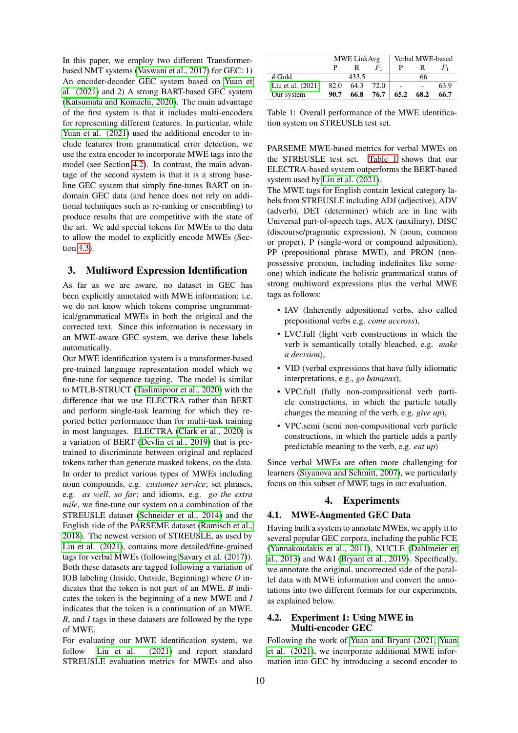In this paper, we employ two different Transformer-based NMT systems (Vaswani et al., 2017) for GEC: 1) An encoder-decoder GEC system based on Yuan et al. (2021) and 2) A strong BART-based GEC system (Katsumata and Komachi, 2020). The main advantage of the first system is that it includes multi-encoders for representing different features. In particular, while Yuan et al. (2021) used the additional encoder to include features from grammatical error detection, we use the extra encoder to incorporate MWE tags into the model (see Section 4.2). In contrast, the main advantage of the second system is that it is a strong baseline GEC system that simply fine-tunes BART on in-domain GEC data (and hence does not rely on additional techniques such as re-ranking or ensembling) to produce results that are competitive with the state of the art. We add special tokens for MWEs to the data to allow the model to explicitly encode MWEs (Section 4.3).

## 3. Multiword Expression Identification

As far as we are aware, no dataset in GEC has been explicitly annotated with MWE information; i.e. we do not know which tokens comprise ungrammatical/grammatical MWEs in both the original and the corrected text. Since this information is necessary in an MWE-aware GEC system, we derive these labels automatically.

Our MWE identification system is a transformer-based pre-trained language representation model which we fine-tune for sequence tagging. The model is similar to MTLB-STRUCT (Taslimipoor et al., 2020) with the difference that we use ELECTRA rather than BERT and perform single-task learning for which they reported better performance than for multi-task training in most languages. ELECTRA (Clark et al., 2020) is a variation of BERT (Devlin et al., 2019) that is pre-trained to discriminate between original and replaced tokens rather than generate masked tokens, on the data.

In order to predict various types of MWEs including noun compounds, e.g. *customer service*; set phrases, e.g. *as well*, *so far*; and idioms, e.g. *go the extra mile*, we fine-tune our system on a combination of the STREUSLE dataset (Schneider et al., 2014) and the English side of the PARSEME dataset (Ramisch et al., 2018). The newest version of STREUSLE, as used by Liu et al. (2021), contains more detailed/fine-grained tags for verbal MWEs (following Savary et al. (2017)). Both these datasets are tagged following a variation of IOB labeling (Inside, Outside, Beginning) where *O* indicates that the token is not part of an MWE, *B* indicates the token is the beginning of a new MWE and *I* indicates that the token is a continuation of an MWE. *B*, and *I* tags in these datasets are followed by the type of MWE.

For evaluating our MWE identification system, we follow Liu et al. (2021) and report standard STREUSLE evaluation metrics for MWEs and also

| | MWE LinkAvg | | | Verbal MWE-based | | |
|---|---|---|---|---|---|---|
| | P | R | $F_1$ | P | R | $F_1$ |
| # Gold | | 433.5 | | | 66 | |
| Liu et al. (2021) | 82.0 | 64.3 | 72.0 | - | - | 63.9 |
| Our system | **90.7** | **66.8** | **76.7** | **65.2** | **68.2** | **66.7** |

Table 1: Overall performance of the MWE identification system on STREUSLE test set.

PARSEME MWE-based metrics for verbal MWEs on the STREUSLE test set. Table 1 shows that our ELECTRA-based system outperforms the BERT-based system used by Liu et al. (2021).

The MWE tags for English contain lexical category labels from STREUSLE including ADJ (adjective), ADV (adverb), DET (determiner) which are in line with Universal part-of-speech tags, AUX (auxiliary), DISC (discourse/pragmatic expression), N (noun, common or proper), P (single-word or compound adposition), PP (prepositional phrase MWE), and PRON (non-possessive pronoun, including indefinites like someone) which indicate the holistic grammatical status of strong multiword expressions plus the verbal MWE tags as follows:

- IAV (Inherently adpositional verbs, also called prepositional verbs e.g. *come accross*),
- LVC.full (light verb constructions in which the verb is semantically totally bleached, e.g. *make a decision*),
- VID (verbal expressions that have fully idiomatic interpretations, e.g., *go bananas*),
- VPC.full (fully non-compositional verb particle constructions, in which the particle totally changes the meaning of the verb, e.g. *give up*),
- VPC.semi (semi non-compositional verb particle constructions, in which the particle adds a partly predictable meaning to the verb, e.g. *eat up*)

Since verbal MWEs are often more challenging for learners (Siyanova and Schmitt, 2007), we particularly focus on this subset of MWE tags in our evaluation.

## 4. Experiments

### 4.1. MWE-Augmented GEC Data

Having built a system to annotate MWEs, we apply it to several popular GEC corpora, including the public FCE (Yannakoudakis et al., 2011), NUCLE (Dahlmeier et al., 2013) and W&I (Bryant et al., 2019). Specifically, we annotate the original, uncorrected side of the parallel data with MWE information and convert the annotations into two different formats for our experiments, as explained below.

### 4.2. Experiment 1: Using MWE in Multi-encoder GEC

Following the work of Yuan and Bryant (2021; Yuan et al. (2021), we incorporate additional MWE information into GEC by introducing a second encoder to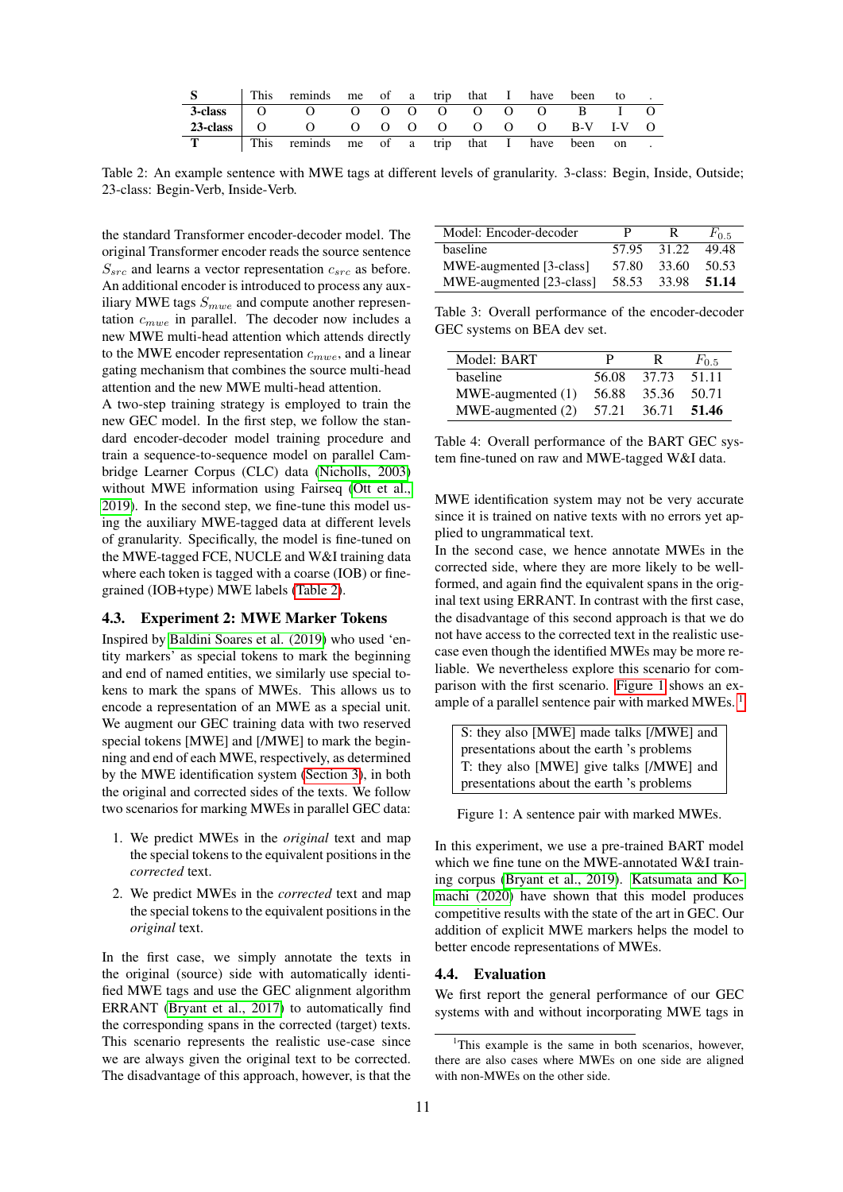| S | This | reminds | me | of | a | trip | that | I | have | been | to | . |
|---|---|---|---|---|---|---|---|---|---|---|---|---|
| **3-class** | O | O | O | O | O | O | O | O | O | B | I | O |
| **23-class** | O | O | O | O | O | O | O | O | O | B-V | I-V | O |
| **T** | This | reminds | me | of | a | trip | that | I | have | been | on | . |

Table 2: An example sentence with MWE tags at different levels of granularity. 3-class: Begin, Inside, Outside; 23-class: Begin-Verb, Inside-Verb.

the standard Transformer encoder-decoder model. The original Transformer encoder reads the source sentence $S_{src}$ and learns a vector representation $c_{src}$ as before. An additional encoder is introduced to process any auxiliary MWE tags $S_{mwe}$ and compute another representation $c_{mwe}$ in parallel. The decoder now includes a new MWE multi-head attention which attends directly to the MWE encoder representation $c_{mwe}$, and a linear gating mechanism that combines the source multi-head attention and the new MWE multi-head attention.

A two-step training strategy is employed to train the new GEC model. In the first step, we follow the standard encoder-decoder model training procedure and train a sequence-to-sequence model on parallel Cambridge Learner Corpus (CLC) data (Nicholls, 2003) without MWE information using Fairseq (Ott et al., 2019). In the second step, we fine-tune this model using the auxiliary MWE-tagged data at different levels of granularity. Specifically, the model is fine-tuned on the MWE-tagged FCE, NUCLE and W&I training data where each token is tagged with a coarse (IOB) or fine-grained (IOB+type) MWE labels (Table 2).

### 4.3. Experiment 2: MWE Marker Tokens

Inspired by Baldini Soares et al. (2019) who used 'entity markers' as special tokens to mark the beginning and end of named entities, we similarly use special tokens to mark the spans of MWEs. This allows us to encode a representation of an MWE as a special unit. We augment our GEC training data with two reserved special tokens [MWE] and [/MWE] to mark the beginning and end of each MWE, respectively, as determined by the MWE identification system (Section 3), in both the original and corrected sides of the texts. We follow two scenarios for marking MWEs in parallel GEC data:

1. We predict MWEs in the *original* text and map the special tokens to the equivalent positions in the *corrected* text.
2. We predict MWEs in the *corrected* text and map the special tokens to the equivalent positions in the *original* text.

In the first case, we simply annotate the texts in the original (source) side with automatically identified MWE tags and use the GEC alignment algorithm ERRANT (Bryant et al., 2017) to automatically find the corresponding spans in the corrected (target) texts. This scenario represents the realistic use-case since we are always given the original text to be corrected. The disadvantage of this approach, however, is that the MWE identification system may not be very accurate since it is trained on native texts with no errors yet applied to ungrammatical text.

In the second case, we hence annotate MWEs in the corrected side, where they are more likely to be well-formed, and again find the equivalent spans in the original text using ERRANT. In contrast with the first case, the disadvantage of this second approach is that we do not have access to the corrected text in the realistic use-case even though the identified MWEs may be more reliable. We nevertheless explore this scenario for comparison with the first scenario. Figure 1 shows an example of a parallel sentence pair with marked MWEs.[1]

| Model: Encoder-decoder | P | R | $F_{0.5}$ |
|---|---|---|---|
| baseline | 57.95 | 31.22 | 49.48 |
| MWE-augmented [3-class] | 57.80 | 33.60 | 50.53 |
| MWE-augmented [23-class] | 58.53 | 33.98 | **51.14** |

Table 3: Overall performance of the encoder-decoder GEC systems on BEA dev set.

| Model: BART | P | R | $F_{0.5}$ |
|---|---|---|---|
| baseline | 56.08 | 37.73 | 51.11 |
| MWE-augmented (1) | 56.88 | 35.36 | 50.71 |
| MWE-augmented (2) | 57.21 | 36.71 | **51.46** |

Table 4: Overall performance of the BART GEC system fine-tuned on raw and MWE-tagged W&I data.

S: they also [MWE] made talks [/MWE] and presentations about the earth 's problems
T: they also [MWE] give talks [/MWE] and presentations about the earth 's problems

Figure 1: A sentence pair with marked MWEs.

In this experiment, we use a pre-trained BART model which we fine tune on the MWE-annotated W&I training corpus (Bryant et al., 2019). Katsumata and Komachi (2020) have shown that this model produces competitive results with the state of the art in GEC. Our addition of explicit MWE markers helps the model to better encode representations of MWEs.

### 4.4. Evaluation

We first report the general performance of our GEC systems with and without incorporating MWE tags in

[1]This example is the same in both scenarios, however, there are also cases where MWEs on one side are aligned with non-MWEs on the other side.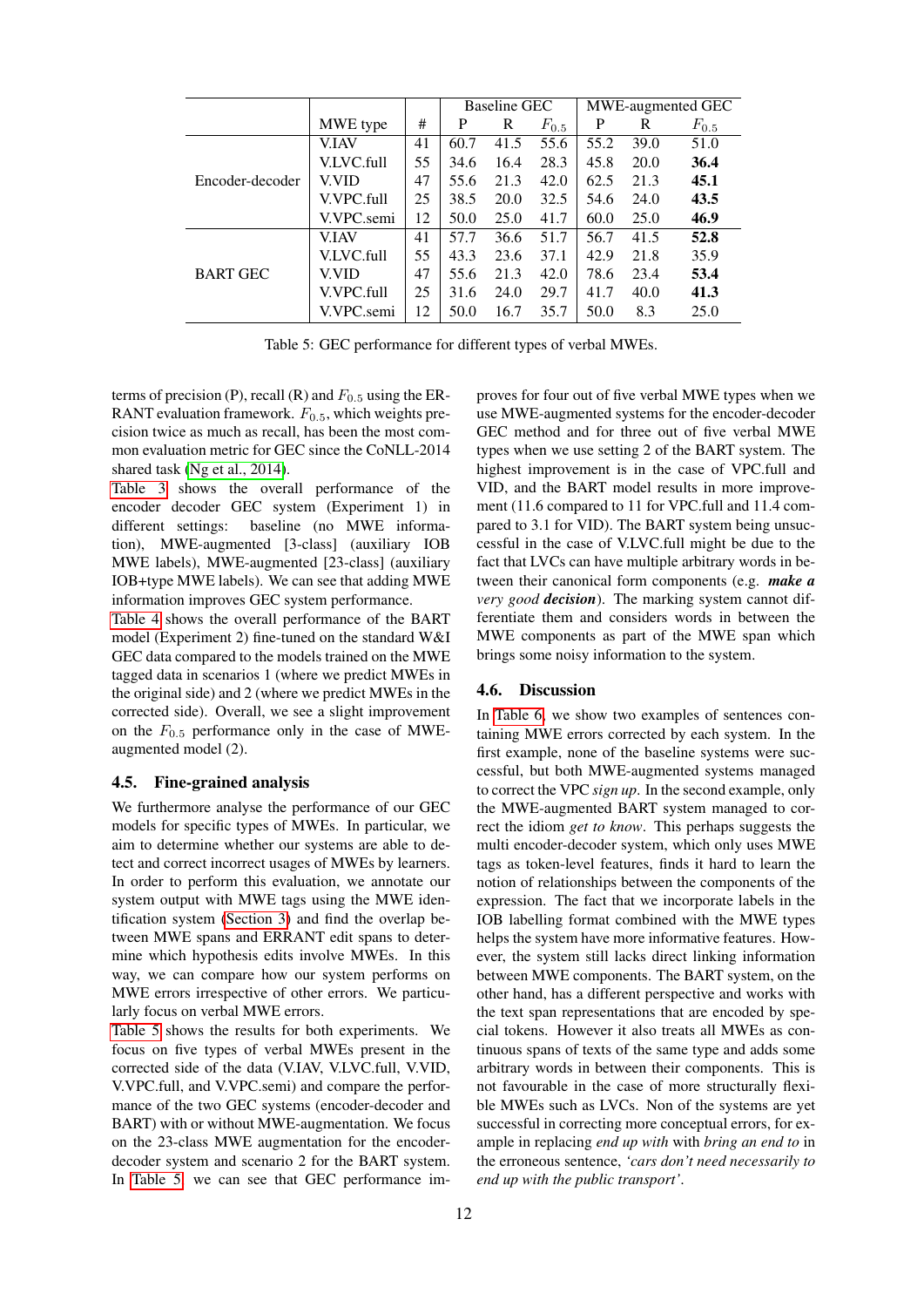| | MWE type | # | Baseline GEC | | | MWE-augmented GEC | | |
|---|---|---|---|---|---|---|---|---|
| | | | P | R | $F_{0.5}$ | P | R | $F_{0.5}$ |
| Encoder-decoder | V.IAV | 41 | 60.7 | 41.5 | 55.6 | 55.2 | 39.0 | 51.0 |
| | V.LVC.full | 55 | 34.6 | 16.4 | 28.3 | 45.8 | 20.0 | **36.4** |
| | V.VID | 47 | 55.6 | 21.3 | 42.0 | 62.5 | 21.3 | **45.1** |
| | V.VPC.full | 25 | 38.5 | 20.0 | 32.5 | 54.6 | 24.0 | **43.5** |
| | V.VPC.semi | 12 | 50.0 | 25.0 | 41.7 | 60.0 | 25.0 | **46.9** |
| BART GEC | V.IAV | 41 | 57.7 | 36.6 | 51.7 | 56.7 | 41.5 | **52.8** |
| | V.LVC.full | 55 | 43.3 | 23.6 | 37.1 | 42.9 | 21.8 | 35.9 |
| | V.VID | 47 | 55.6 | 21.3 | 42.0 | 78.6 | 23.4 | **53.4** |
| | V.VPC.full | 25 | 31.6 | 24.0 | 29.7 | 41.7 | 40.0 | **41.3** |
| | V.VPC.semi | 12 | 50.0 | 16.7 | 35.7 | 50.0 | 8.3 | 25.0 |

Table 5: GEC performance for different types of verbal MWEs.

terms of precision (P), recall (R) and $F_{0.5}$ using the ERRANT evaluation framework. $F_{0.5}$, which weights precision twice as much as recall, has been the most common evaluation metric for GEC since the CoNLL-2014 shared task (Ng et al., 2014).

Table 3 shows the overall performance of the encoder decoder GEC system (Experiment 1) in different settings: baseline (no MWE information), MWE-augmented [3-class] (auxiliary IOB MWE labels), MWE-augmented [23-class] (auxiliary IOB+type MWE labels). We can see that adding MWE information improves GEC system performance.

Table 4 shows the overall performance of the BART model (Experiment 2) fine-tuned on the standard W&I GEC data compared to the models trained on the MWE tagged data in scenarios 1 (where we predict MWEs in the original side) and 2 (where we predict MWEs in the corrected side). Overall, we see a slight improvement on the $F_{0.5}$ performance only in the case of MWE-augmented model (2).

## 4.5. Fine-grained analysis

We furthermore analyse the performance of our GEC models for specific types of MWEs. In particular, we aim to determine whether our systems are able to detect and correct incorrect usages of MWEs by learners. In order to perform this evaluation, we annotate our system output with MWE tags using the MWE identification system (Section 3) and find the overlap between MWE spans and ERRANT edit spans to determine which hypothesis edits involve MWEs. In this way, we can compare how our system performs on MWE errors irrespective of other errors. We particularly focus on verbal MWE errors.

Table 5 shows the results for both experiments. We focus on five types of verbal MWEs present in the corrected side of the data (V.IAV, V.LVC.full, V.VID, V.VPC.full, and V.VPC.semi) and compare the performance of the two GEC systems (encoder-decoder and BART) with or without MWE-augmentation. We focus on the 23-class MWE augmentation for the encoder-decoder system and scenario 2 for the BART system. In Table 5 we can see that GEC performance improves for four out of five verbal MWE types when we use MWE-augmented systems for the encoder-decoder GEC method and for three out of five verbal MWE types when we use setting 2 of the BART system. The highest improvement is in the case of VPC.full and VID, and the BART model results in more improvement (11.6 compared to 11 for VPC.full and 11.4 compared to 3.1 for VID). The BART system being unsuccessful in the case of V.LVC.full might be due to the fact that LVCs can have multiple arbitrary words in between their canonical form components (e.g. ***make a*** *very good* ***decision***). The marking system cannot differentiate them and considers words in between the MWE components as part of the MWE span which brings some noisy information to the system.

## 4.6. Discussion

In Table 6, we show two examples of sentences containing MWE errors corrected by each system. In the first example, none of the baseline systems were successful, but both MWE-augmented systems managed to correct the VPC *sign up*. In the second example, only the MWE-augmented BART system managed to correct the idiom *get to know*. This perhaps suggests the multi encoder-decoder system, which only uses MWE tags as token-level features, finds it hard to learn the notion of relationships between the components of the expression. The fact that we incorporate labels in the IOB labelling format combined with the MWE types helps the system have more informative features. However, the system still lacks direct linking information between MWE components. The BART system, on the other hand, has a different perspective and works with the text span representations that are encoded by special tokens. However it also treats all MWEs as continuous spans of texts of the same type and adds some arbitrary words in between their components. This is not favourable in the case of more structurally flexible MWEs such as LVCs. Non of the systems are yet successful in correcting more conceptual errors, for example in replacing *end up with* with *bring an end to* in the erroneous sentence, *'cars don't need necessarily to end up with the public transport'*.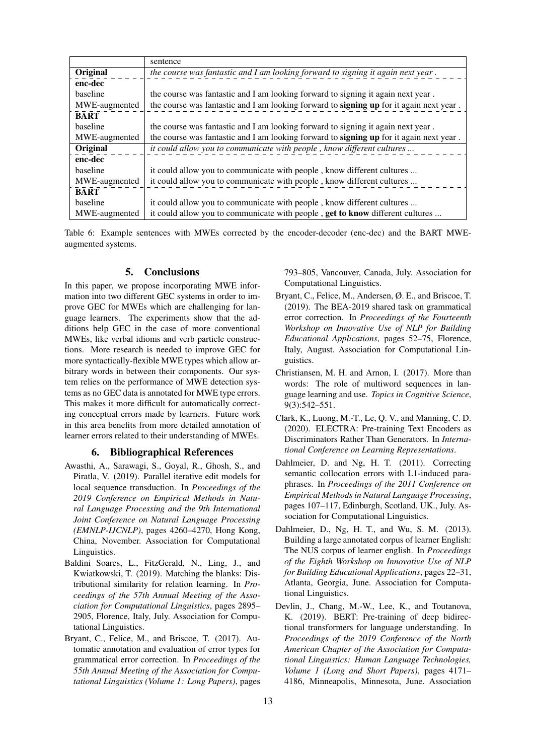| | sentence |
|---|---|
| **Original** | *the course was fantastic and I am looking forward to signing it again next year .* |
| **enc-dec** | |
| baseline | the course was fantastic and I am looking forward to signing it again next year . |
| MWE-augmented | the course was fantastic and I am looking forward to **signing up** for it again next year . |
| **BART** | |
| baseline | the course was fantastic and I am looking forward to signing it again next year . |
| MWE-augmented | the course was fantastic and I am looking forward to **signing up** for it again next year . |
| **Original** | *it could allow you to communicate with people , know different cultures ...* |
| **enc-dec** | |
| baseline | it could allow you to communicate with people , know different cultures ... |
| MWE-augmented | it could allow you to communicate with people , know different cultures ... |
| **BART** | |
| baseline | it could allow you to communicate with people , know different cultures ... |
| MWE-augmented | it could allow you to communicate with people , **get to know** different cultures ... |

Table 6: Example sentences with MWEs corrected by the encoder-decoder (enc-dec) and the BART MWE-augmented systems.

## 5. Conclusions

In this paper, we propose incorporating MWE information into two different GEC systems in order to improve GEC for MWEs which are challenging for language learners. The experiments show that the additions help GEC in the case of more conventional MWEs, like verbal idioms and verb particle constructions. More research is needed to improve GEC for more syntactically-flexible MWE types which allow arbitrary words in between their components. Our system relies on the performance of MWE detection systems as no GEC data is annotated for MWE type errors. This makes it more difficult for automatically correcting conceptual errors made by learners. Future work in this area benefits from more detailed annotation of learner errors related to their understanding of MWEs.

## 6. Bibliographical References

Awasthi, A., Sarawagi, S., Goyal, R., Ghosh, S., and Piratla, V. (2019). Parallel iterative edit models for local sequence transduction. In *Proceedings of the 2019 Conference on Empirical Methods in Natural Language Processing and the 9th International Joint Conference on Natural Language Processing (EMNLP-IJCNLP)*, pages 4260–4270, Hong Kong, China, November. Association for Computational Linguistics.

Baldini Soares, L., FitzGerald, N., Ling, J., and Kwiatkowski, T. (2019). Matching the blanks: Distributional similarity for relation learning. In *Proceedings of the 57th Annual Meeting of the Association for Computational Linguistics*, pages 2895–2905, Florence, Italy, July. Association for Computational Linguistics.

Bryant, C., Felice, M., and Briscoe, T. (2017). Automatic annotation and evaluation of error types for grammatical error correction. In *Proceedings of the 55th Annual Meeting of the Association for Computational Linguistics (Volume 1: Long Papers)*, pages 793–805, Vancouver, Canada, July. Association for Computational Linguistics.

Bryant, C., Felice, M., Andersen, Ø. E., and Briscoe, T. (2019). The BEA-2019 shared task on grammatical error correction. In *Proceedings of the Fourteenth Workshop on Innovative Use of NLP for Building Educational Applications*, pages 52–75, Florence, Italy, August. Association for Computational Linguistics.

Christiansen, M. H. and Arnon, I. (2017). More than words: The role of multiword sequences in language learning and use. *Topics in Cognitive Science*, 9(3):542–551.

Clark, K., Luong, M.-T., Le, Q. V., and Manning, C. D. (2020). ELECTRA: Pre-training Text Encoders as Discriminators Rather Than Generators. In *International Conference on Learning Representations*.

Dahlmeier, D. and Ng, H. T. (2011). Correcting semantic collocation errors with L1-induced paraphrases. In *Proceedings of the 2011 Conference on Empirical Methods in Natural Language Processing*, pages 107–117, Edinburgh, Scotland, UK., July. Association for Computational Linguistics.

Dahlmeier, D., Ng, H. T., and Wu, S. M. (2013). Building a large annotated corpus of learner English: The NUS corpus of learner english. In *Proceedings of the Eighth Workshop on Innovative Use of NLP for Building Educational Applications*, pages 22–31, Atlanta, Georgia, June. Association for Computational Linguistics.

Devlin, J., Chang, M.-W., Lee, K., and Toutanova, K. (2019). BERT: Pre-training of deep bidirectional transformers for language understanding. In *Proceedings of the 2019 Conference of the North American Chapter of the Association for Computational Linguistics: Human Language Technologies, Volume 1 (Long and Short Papers)*, pages 4171–4186, Minneapolis, Minnesota, June. Association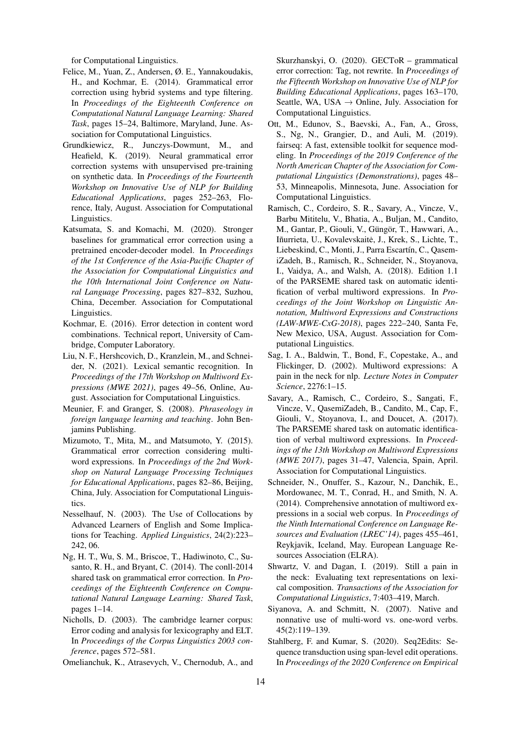for Computational Linguistics.

Felice, M., Yuan, Z., Andersen, Ø. E., Yannakoudakis, H., and Kochmar, E. (2014). Grammatical error correction using hybrid systems and type filtering. In *Proceedings of the Eighteenth Conference on Computational Natural Language Learning: Shared Task*, pages 15–24, Baltimore, Maryland, June. Association for Computational Linguistics.

Grundkiewicz, R., Junczys-Dowmunt, M., and Heafield, K. (2019). Neural grammatical error correction systems with unsupervised pre-training on synthetic data. In *Proceedings of the Fourteenth Workshop on Innovative Use of NLP for Building Educational Applications*, pages 252–263, Florence, Italy, August. Association for Computational Linguistics.

Katsumata, S. and Komachi, M. (2020). Stronger baselines for grammatical error correction using a pretrained encoder-decoder model. In *Proceedings of the 1st Conference of the Asia-Pacific Chapter of the Association for Computational Linguistics and the 10th International Joint Conference on Natural Language Processing*, pages 827–832, Suzhou, China, December. Association for Computational Linguistics.

Kochmar, E. (2016). Error detection in content word combinations. Technical report, University of Cambridge, Computer Laboratory.

Liu, N. F., Hershcovich, D., Kranzlein, M., and Schneider, N. (2021). Lexical semantic recognition. In *Proceedings of the 17th Workshop on Multiword Expressions (MWE 2021)*, pages 49–56, Online, August. Association for Computational Linguistics.

Meunier, F. and Granger, S. (2008). *Phraseology in foreign language learning and teaching*. John Benjamins Publishing.

Mizumoto, T., Mita, M., and Matsumoto, Y. (2015). Grammatical error correction considering multiword expressions. In *Proceedings of the 2nd Workshop on Natural Language Processing Techniques for Educational Applications*, pages 82–86, Beijing, China, July. Association for Computational Linguistics.

Nesselhauf, N. (2003). The Use of Collocations by Advanced Learners of English and Some Implications for Teaching. *Applied Linguistics*, 24(2):223–242, 06.

Ng, H. T., Wu, S. M., Briscoe, T., Hadiwinoto, C., Susanto, R. H., and Bryant, C. (2014). The conll-2014 shared task on grammatical error correction. In *Proceedings of the Eighteenth Conference on Computational Natural Language Learning: Shared Task*, pages 1–14.

Nicholls, D. (2003). The cambridge learner corpus: Error coding and analysis for lexicography and ELT. In *Proceedings of the Corpus Linguistics 2003 conference*, pages 572–581.

Omelianchuk, K., Atrasevych, V., Chernodub, A., and Skurzhanskyi, O. (2020). GECToR – grammatical error correction: Tag, not rewrite. In *Proceedings of the Fifteenth Workshop on Innovative Use of NLP for Building Educational Applications*, pages 163–170, Seattle, WA, USA → Online, July. Association for Computational Linguistics.

Ott, M., Edunov, S., Baevski, A., Fan, A., Gross, S., Ng, N., Grangier, D., and Auli, M. (2019). fairseq: A fast, extensible toolkit for sequence modeling. In *Proceedings of the 2019 Conference of the North American Chapter of the Association for Computational Linguistics (Demonstrations)*, pages 48–53, Minneapolis, Minnesota, June. Association for Computational Linguistics.

Ramisch, C., Cordeiro, S. R., Savary, A., Vincze, V., Barbu Mititelu, V., Bhatia, A., Buljan, M., Candito, M., Gantar, P., Giouli, V., Güngör, T., Hawwari, A., Iñurrieta, U., Kovalevskaitė, J., Krek, S., Lichte, T., Liebeskind, C., Monti, J., Parra Escartín, C., QasemiZadeh, B., Ramisch, R., Schneider, N., Stoyanova, I., Vaidya, A., and Walsh, A. (2018). Edition 1.1 of the PARSEME shared task on automatic identification of verbal multiword expressions. In *Proceedings of the Joint Workshop on Linguistic Annotation, Multiword Expressions and Constructions (LAW-MWE-CxG-2018)*, pages 222–240, Santa Fe, New Mexico, USA, August. Association for Computational Linguistics.

Sag, I. A., Baldwin, T., Bond, F., Copestake, A., and Flickinger, D. (2002). Multiword expressions: A pain in the neck for nlp. *Lecture Notes in Computer Science*, 2276:1–15.

Savary, A., Ramisch, C., Cordeiro, S., Sangati, F., Vincze, V., QasemiZadeh, B., Candito, M., Cap, F., Giouli, V., Stoyanova, I., and Doucet, A. (2017). The PARSEME shared task on automatic identification of verbal multiword expressions. In *Proceedings of the 13th Workshop on Multiword Expressions (MWE 2017)*, pages 31–47, Valencia, Spain, April. Association for Computational Linguistics.

Schneider, N., Onuffer, S., Kazour, N., Danchik, E., Mordowanec, M. T., Conrad, H., and Smith, N. A. (2014). Comprehensive annotation of multiword expressions in a social web corpus. In *Proceedings of the Ninth International Conference on Language Resources and Evaluation (LREC'14)*, pages 455–461, Reykjavik, Iceland, May. European Language Resources Association (ELRA).

Shwartz, V. and Dagan, I. (2019). Still a pain in the neck: Evaluating text representations on lexical composition. *Transactions of the Association for Computational Linguistics*, 7:403–419, March.

Siyanova, A. and Schmitt, N. (2007). Native and nonnative use of multi-word vs. one-word verbs. 45(2):119–139.

Stahlberg, F. and Kumar, S. (2020). Seq2Edits: Sequence transduction using span-level edit operations. In *Proceedings of the 2020 Conference on Empirical*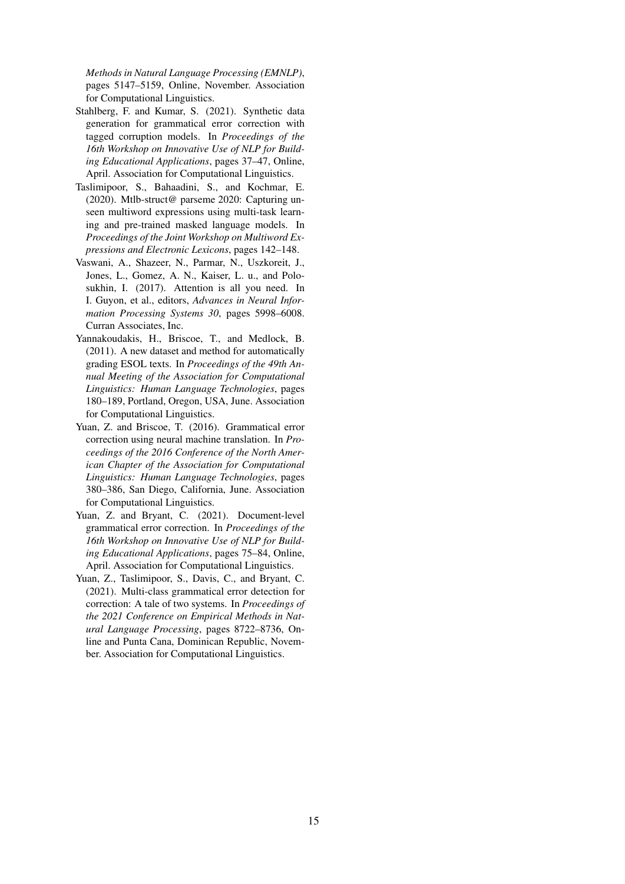*Methods in Natural Language Processing (EMNLP)*, pages 5147–5159, Online, November. Association for Computational Linguistics.

Stahlberg, F. and Kumar, S. (2021). Synthetic data generation for grammatical error correction with tagged corruption models. In *Proceedings of the 16th Workshop on Innovative Use of NLP for Building Educational Applications*, pages 37–47, Online, April. Association for Computational Linguistics.

Taslimipoor, S., Bahaadini, S., and Kochmar, E. (2020). Mtlb-struct@ parseme 2020: Capturing unseen multiword expressions using multi-task learning and pre-trained masked language models. In *Proceedings of the Joint Workshop on Multiword Expressions and Electronic Lexicons*, pages 142–148.

Vaswani, A., Shazeer, N., Parmar, N., Uszkoreit, J., Jones, L., Gomez, A. N., Kaiser, L. u., and Polosukhin, I. (2017). Attention is all you need. In I. Guyon, et al., editors, *Advances in Neural Information Processing Systems 30*, pages 5998–6008. Curran Associates, Inc.

Yannakoudakis, H., Briscoe, T., and Medlock, B. (2011). A new dataset and method for automatically grading ESOL texts. In *Proceedings of the 49th Annual Meeting of the Association for Computational Linguistics: Human Language Technologies*, pages 180–189, Portland, Oregon, USA, June. Association for Computational Linguistics.

Yuan, Z. and Briscoe, T. (2016). Grammatical error correction using neural machine translation. In *Proceedings of the 2016 Conference of the North American Chapter of the Association for Computational Linguistics: Human Language Technologies*, pages 380–386, San Diego, California, June. Association for Computational Linguistics.

Yuan, Z. and Bryant, C. (2021). Document-level grammatical error correction. In *Proceedings of the 16th Workshop on Innovative Use of NLP for Building Educational Applications*, pages 75–84, Online, April. Association for Computational Linguistics.

Yuan, Z., Taslimipoor, S., Davis, C., and Bryant, C. (2021). Multi-class grammatical error detection for correction: A tale of two systems. In *Proceedings of the 2021 Conference on Empirical Methods in Natural Language Processing*, pages 8722–8736, Online and Punta Cana, Dominican Republic, November. Association for Computational Linguistics.